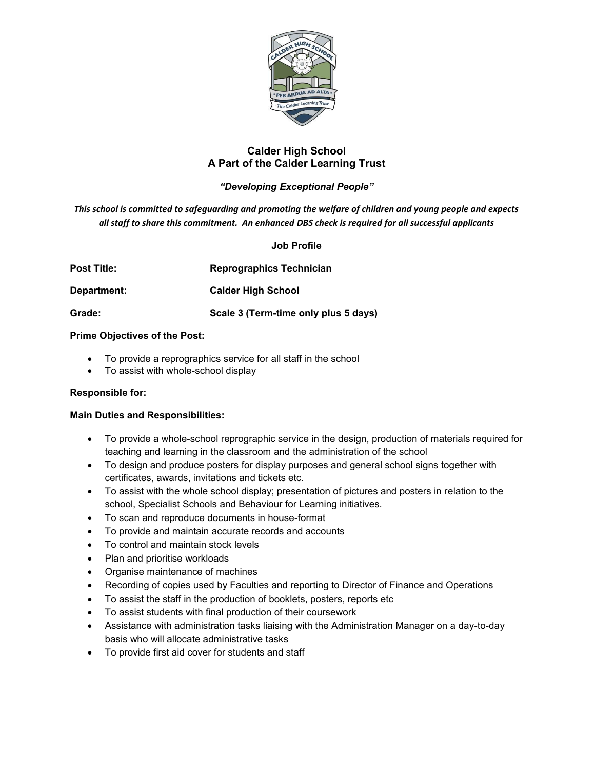# Calder High School
## A Part of the Calder Learning Trust

***"Developing Exceptional People"***

***This school is committed to safeguarding and promoting the welfare of children and young people and expects all staff to share this commitment. An enhanced DBS check is required for all successful applicants***

**Job Profile**

**Post Title:** **Reprographics Technician**

**Department:** **Calder High School**

**Grade:** **Scale 3 (Term-time only plus 5 days)**

**Prime Objectives of the Post:**

- To provide a reprographics service for all staff in the school
- To assist with whole-school display

**Responsible for:**

**Main Duties and Responsibilities:**

- To provide a whole-school reprographic service in the design, production of materials required for teaching and learning in the classroom and the administration of the school
- To design and produce posters for display purposes and general school signs together with certificates, awards, invitations and tickets etc.
- To assist with the whole school display; presentation of pictures and posters in relation to the school, Specialist Schools and Behaviour for Learning initiatives.
- To scan and reproduce documents in house-format
- To provide and maintain accurate records and accounts
- To control and maintain stock levels
- Plan and prioritise workloads
- Organise maintenance of machines
- Recording of copies used by Faculties and reporting to Director of Finance and Operations
- To assist the staff in the production of booklets, posters, reports etc
- To assist students with final production of their coursework
- Assistance with administration tasks liaising with the Administration Manager on a day-to-day basis who will allocate administrative tasks
- To provide first aid cover for students and staff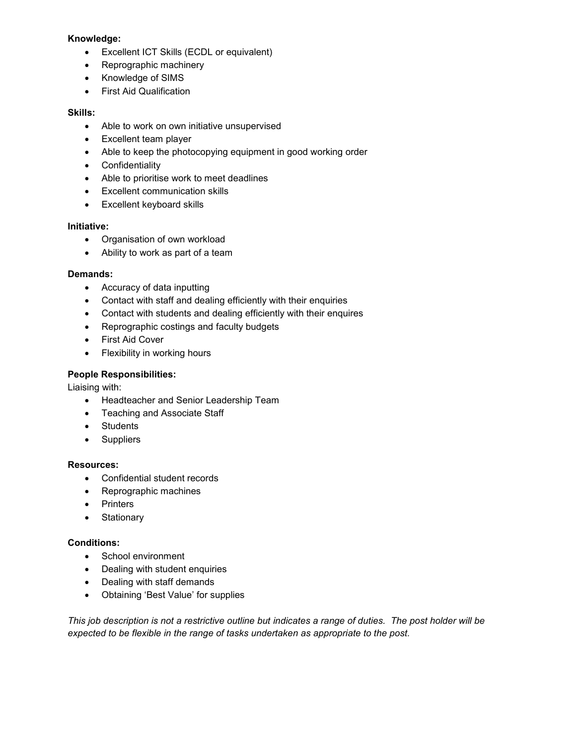**Knowledge:**

- Excellent ICT Skills (ECDL or equivalent)
- Reprographic machinery
- Knowledge of SIMS
- First Aid Qualification

**Skills:**

- Able to work on own initiative unsupervised
- Excellent team player
- Able to keep the photocopying equipment in good working order
- Confidentiality
- Able to prioritise work to meet deadlines
- Excellent communication skills
- Excellent keyboard skills

**Initiative:**

- Organisation of own workload
- Ability to work as part of a team

**Demands:**

- Accuracy of data inputting
- Contact with staff and dealing efficiently with their enquiries
- Contact with students and dealing efficiently with their enquires
- Reprographic costings and faculty budgets
- First Aid Cover
- Flexibility in working hours

**People Responsibilities:**

Liaising with:

- Headteacher and Senior Leadership Team
- Teaching and Associate Staff
- Students
- Suppliers

**Resources:**

- Confidential student records
- Reprographic machines
- Printers
- Stationary

**Conditions:**

- School environment
- Dealing with student enquiries
- Dealing with staff demands
- Obtaining 'Best Value' for supplies

*This job description is not a restrictive outline but indicates a range of duties. The post holder will be expected to be flexible in the range of tasks undertaken as appropriate to the post.*